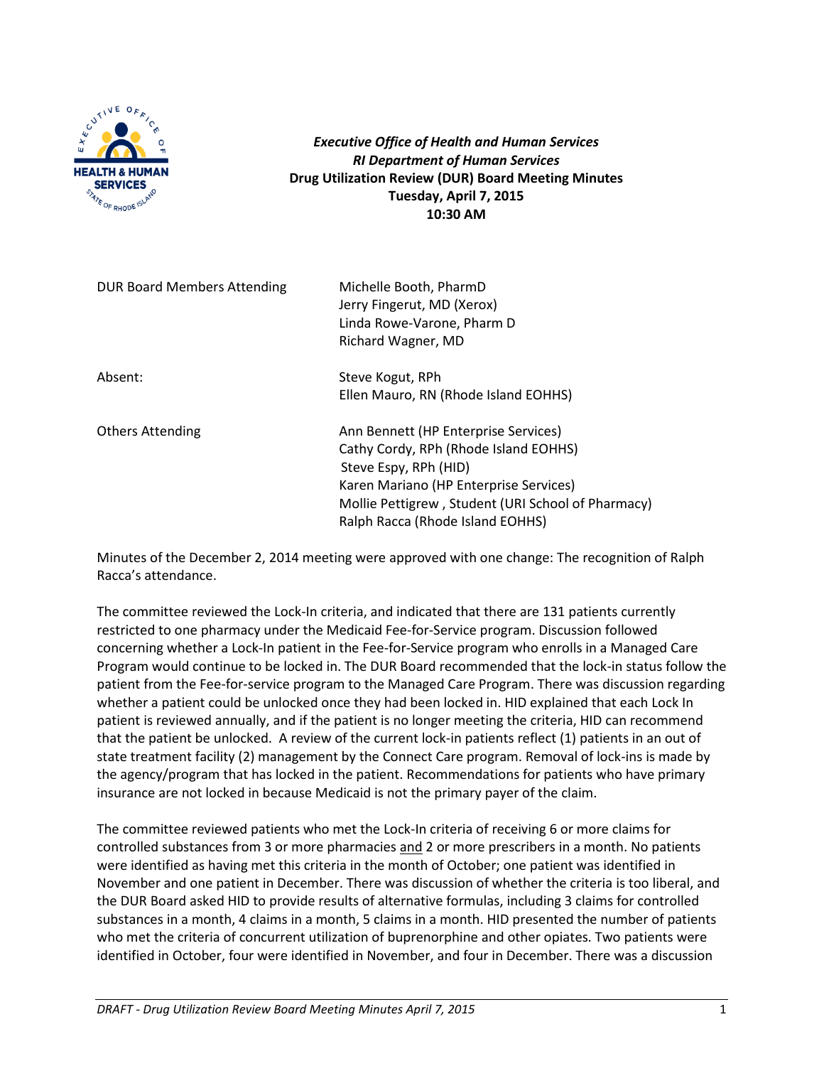***Executive Office of Health and Human Services***
***RI Department of Human Services***
**Drug Utilization Review (DUR) Board Meeting Minutes**
**Tuesday, April 7, 2015**
**10:30 AM**

| | |
|---|---|
| DUR Board Members Attending | Michelle Booth, PharmD<br>Jerry Fingerut, MD (Xerox)<br>Linda Rowe-Varone, Pharm D<br>Richard Wagner, MD |
| Absent: | Steve Kogut, RPh<br>Ellen Mauro, RN (Rhode Island EOHHS) |
| Others Attending | Ann Bennett (HP Enterprise Services)<br>Cathy Cordy, RPh (Rhode Island EOHHS)<br>Steve Espy, RPh (HID)<br>Karen Mariano (HP Enterprise Services)<br>Mollie Pettigrew , Student (URI School of Pharmacy)<br>Ralph Racca (Rhode Island EOHHS) |

Minutes of the December 2, 2014 meeting were approved with one change: The recognition of Ralph Racca's attendance.

The committee reviewed the Lock-In criteria, and indicated that there are 131 patients currently restricted to one pharmacy under the Medicaid Fee-for-Service program. Discussion followed concerning whether a Lock-In patient in the Fee-for-Service program who enrolls in a Managed Care Program would continue to be locked in. The DUR Board recommended that the lock-in status follow the patient from the Fee-for-service program to the Managed Care Program. There was discussion regarding whether a patient could be unlocked once they had been locked in. HID explained that each Lock In patient is reviewed annually, and if the patient is no longer meeting the criteria, HID can recommend that the patient be unlocked. A review of the current lock-in patients reflect (1) patients in an out of state treatment facility (2) management by the Connect Care program. Removal of lock-ins is made by the agency/program that has locked in the patient. Recommendations for patients who have primary insurance are not locked in because Medicaid is not the primary payer of the claim.

The committee reviewed patients who met the Lock-In criteria of receiving 6 or more claims for controlled substances from 3 or more pharmacies and 2 or more prescribers in a month. No patients were identified as having met this criteria in the month of October; one patient was identified in November and one patient in December. There was discussion of whether the criteria is too liberal, and the DUR Board asked HID to provide results of alternative formulas, including 3 claims for controlled substances in a month, 4 claims in a month, 5 claims in a month. HID presented the number of patients who met the criteria of concurrent utilization of buprenorphine and other opiates. Two patients were identified in October, four were identified in November, and four in December. There was a discussion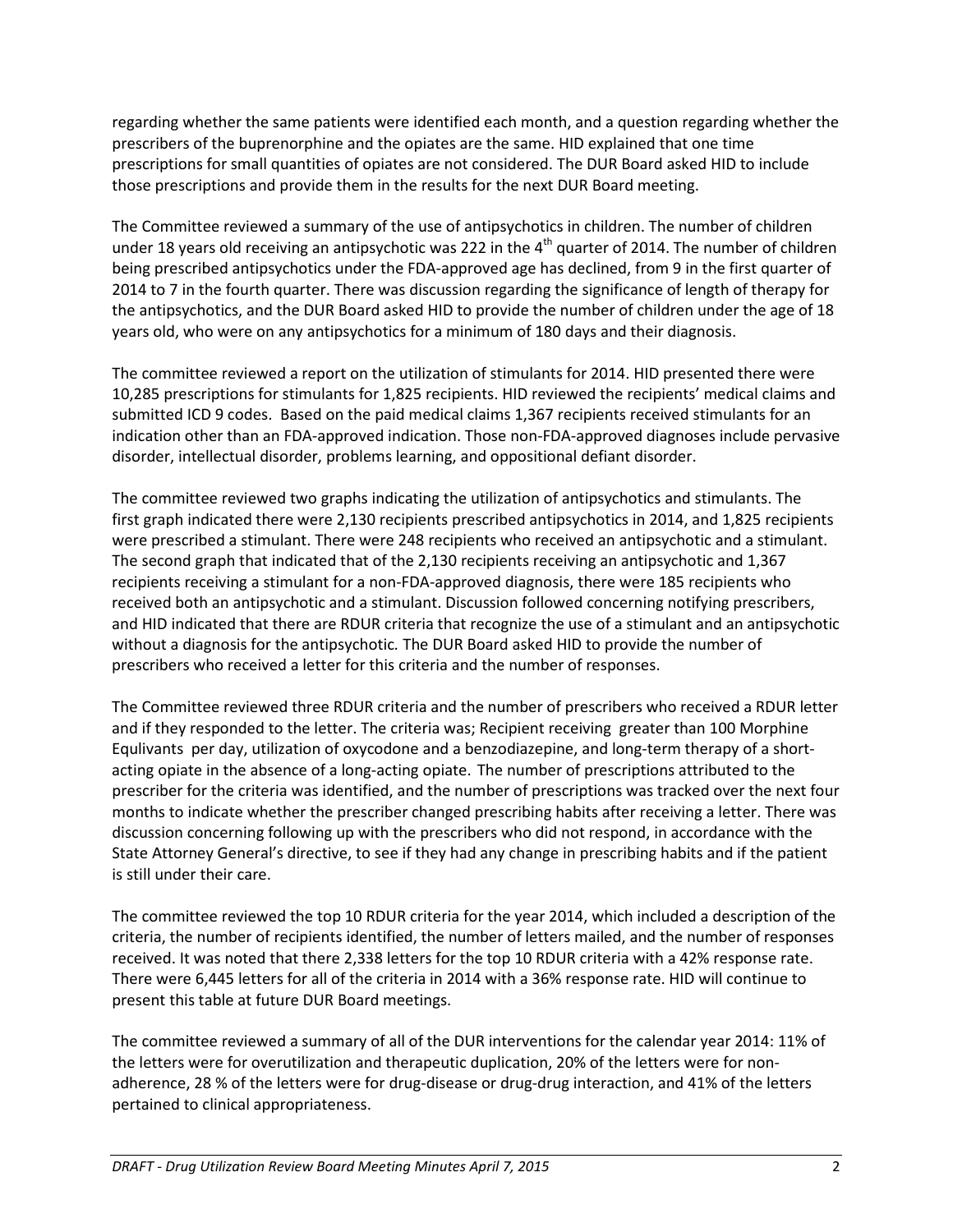regarding whether the same patients were identified each month, and a question regarding whether the prescribers of the buprenorphine and the opiates are the same. HID explained that one time prescriptions for small quantities of opiates are not considered. The DUR Board asked HID to include those prescriptions and provide them in the results for the next DUR Board meeting.

The Committee reviewed a summary of the use of antipsychotics in children. The number of children under 18 years old receiving an antipsychotic was 222 in the 4th quarter of 2014. The number of children being prescribed antipsychotics under the FDA-approved age has declined, from 9 in the first quarter of 2014 to 7 in the fourth quarter. There was discussion regarding the significance of length of therapy for the antipsychotics, and the DUR Board asked HID to provide the number of children under the age of 18 years old, who were on any antipsychotics for a minimum of 180 days and their diagnosis.

The committee reviewed a report on the utilization of stimulants for 2014. HID presented there were 10,285 prescriptions for stimulants for 1,825 recipients. HID reviewed the recipients' medical claims and submitted ICD 9 codes. Based on the paid medical claims 1,367 recipients received stimulants for an indication other than an FDA-approved indication. Those non-FDA-approved diagnoses include pervasive disorder, intellectual disorder, problems learning, and oppositional defiant disorder.

The committee reviewed two graphs indicating the utilization of antipsychotics and stimulants. The first graph indicated there were 2,130 recipients prescribed antipsychotics in 2014, and 1,825 recipients were prescribed a stimulant. There were 248 recipients who received an antipsychotic and a stimulant. The second graph that indicated that of the 2,130 recipients receiving an antipsychotic and 1,367 recipients receiving a stimulant for a non-FDA-approved diagnosis, there were 185 recipients who received both an antipsychotic and a stimulant. Discussion followed concerning notifying prescribers, and HID indicated that there are RDUR criteria that recognize the use of a stimulant and an antipsychotic without a diagnosis for the antipsychotic. The DUR Board asked HID to provide the number of prescribers who received a letter for this criteria and the number of responses.

The Committee reviewed three RDUR criteria and the number of prescribers who received a RDUR letter and if they responded to the letter. The criteria was; Recipient receiving greater than 100 Morphine Equlivants per day, utilization of oxycodone and a benzodiazepine, and long-term therapy of a short-acting opiate in the absence of a long-acting opiate. The number of prescriptions attributed to the prescriber for the criteria was identified, and the number of prescriptions was tracked over the next four months to indicate whether the prescriber changed prescribing habits after receiving a letter. There was discussion concerning following up with the prescribers who did not respond, in accordance with the State Attorney General's directive, to see if they had any change in prescribing habits and if the patient is still under their care.

The committee reviewed the top 10 RDUR criteria for the year 2014, which included a description of the criteria, the number of recipients identified, the number of letters mailed, and the number of responses received. It was noted that there 2,338 letters for the top 10 RDUR criteria with a 42% response rate. There were 6,445 letters for all of the criteria in 2014 with a 36% response rate. HID will continue to present this table at future DUR Board meetings.

The committee reviewed a summary of all of the DUR interventions for the calendar year 2014: 11% of the letters were for overutilization and therapeutic duplication, 20% of the letters were for non-adherence, 28 % of the letters were for drug-disease or drug-drug interaction, and 41% of the letters pertained to clinical appropriateness.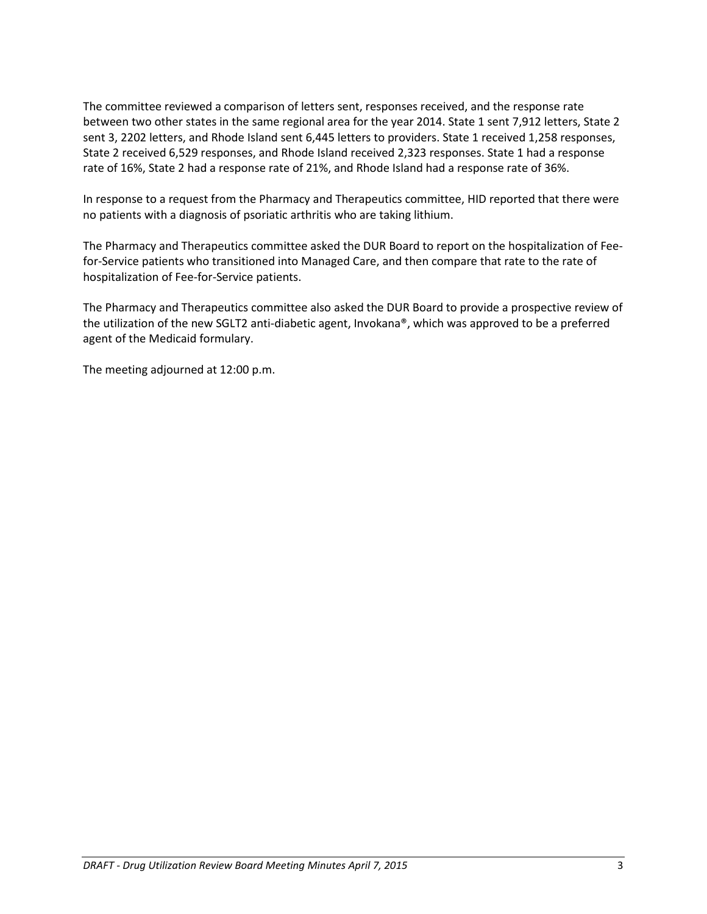The committee reviewed a comparison of letters sent, responses received, and the response rate between two other states in the same regional area for the year 2014. State 1 sent 7,912 letters, State 2 sent 3, 2202 letters, and Rhode Island sent 6,445 letters to providers. State 1 received 1,258 responses, State 2 received 6,529 responses, and Rhode Island received 2,323 responses. State 1 had a response rate of 16%, State 2 had a response rate of 21%, and Rhode Island had a response rate of 36%.

In response to a request from the Pharmacy and Therapeutics committee, HID reported that there were no patients with a diagnosis of psoriatic arthritis who are taking lithium.

The Pharmacy and Therapeutics committee asked the DUR Board to report on the hospitalization of Fee-for-Service patients who transitioned into Managed Care, and then compare that rate to the rate of hospitalization of Fee-for-Service patients.

The Pharmacy and Therapeutics committee also asked the DUR Board to provide a prospective review of the utilization of the new SGLT2 anti-diabetic agent, Invokana®, which was approved to be a preferred agent of the Medicaid formulary.

The meeting adjourned at 12:00 p.m.